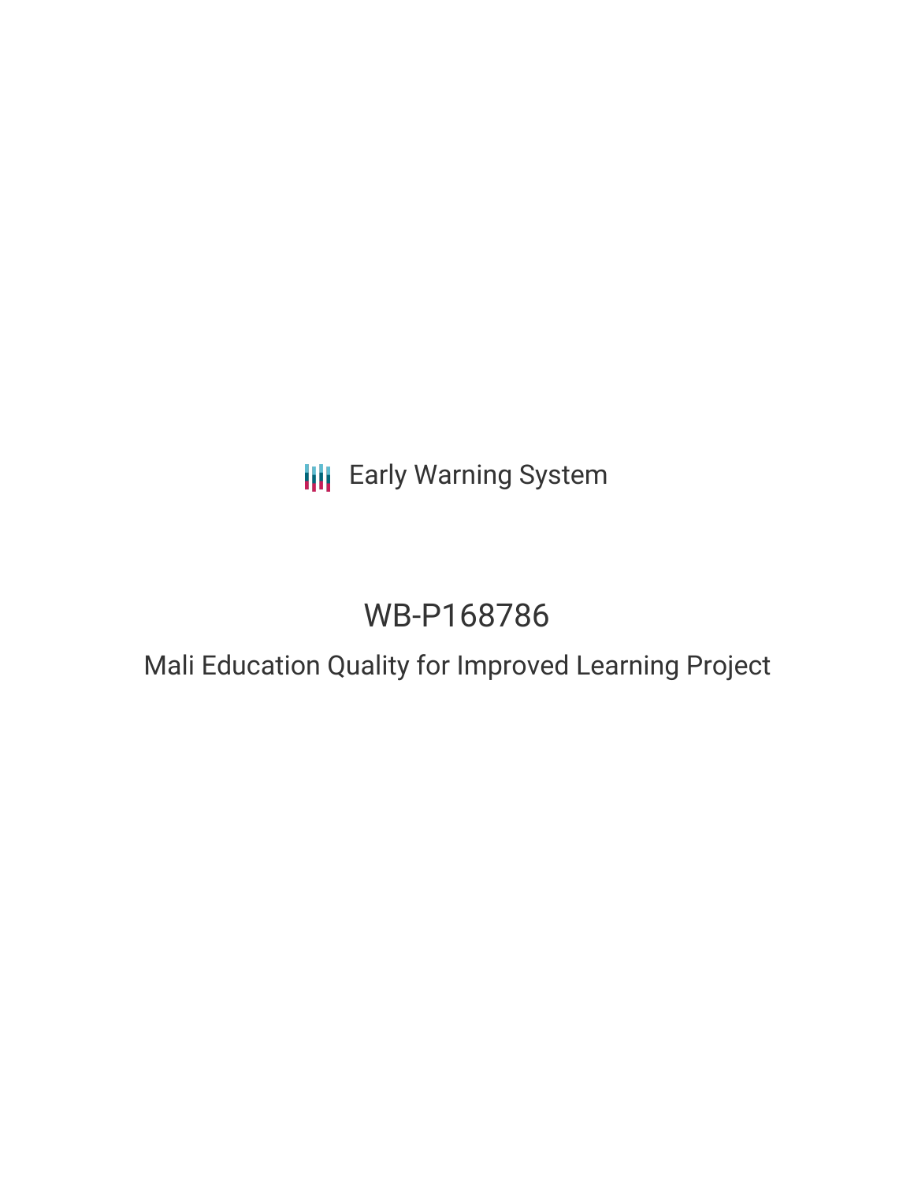Early Warning System

# WB-P168786

## Mali Education Quality for Improved Learning Project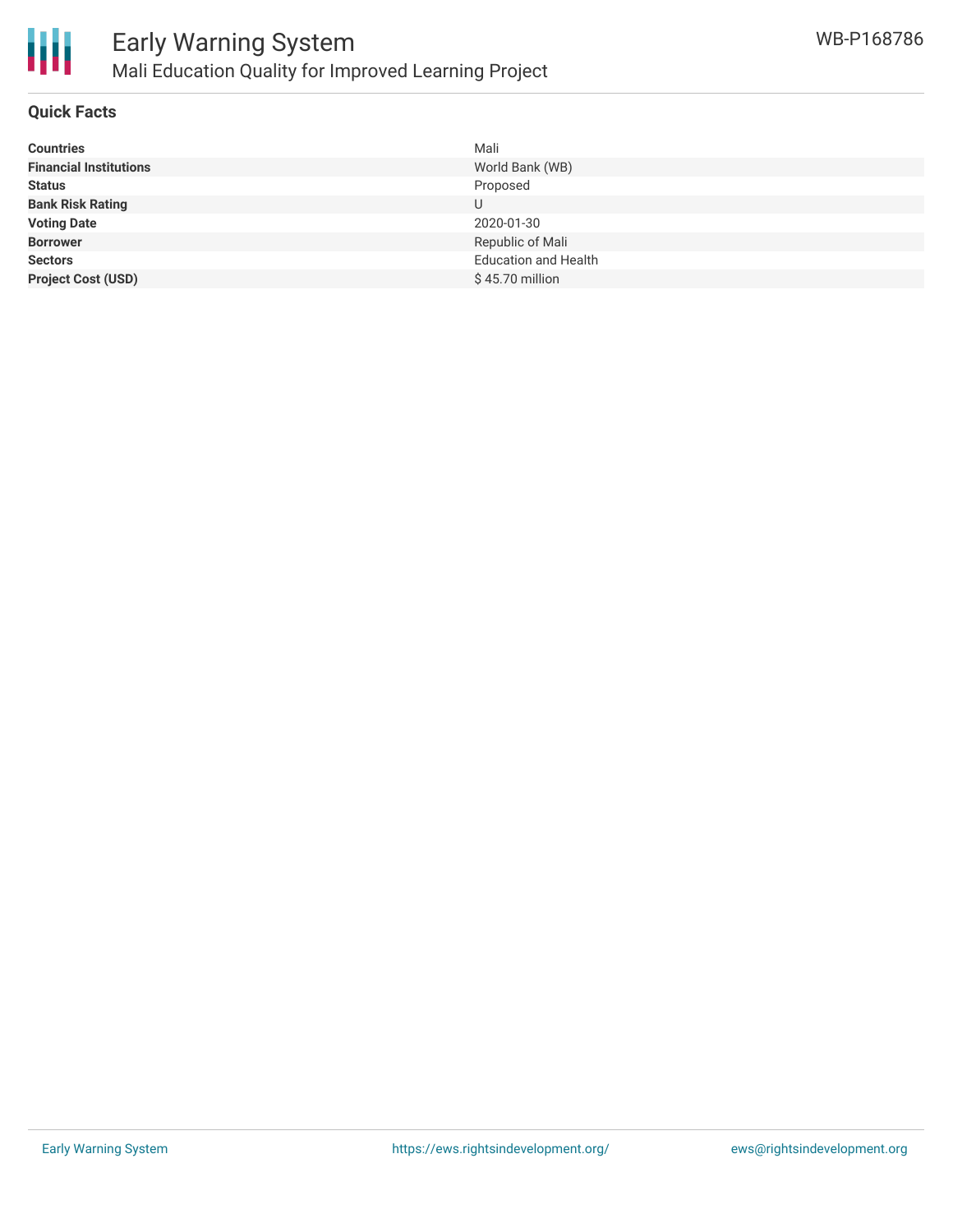## Quick Facts

| | |
|---|---|
| **Countries** | Mali |
| **Financial Institutions** | World Bank (WB) |
| **Status** | Proposed |
| **Bank Risk Rating** | U |
| **Voting Date** | 2020-01-30 |
| **Borrower** | Republic of Mali |
| **Sectors** | Education and Health |
| **Project Cost (USD)** | $ 45.70 million |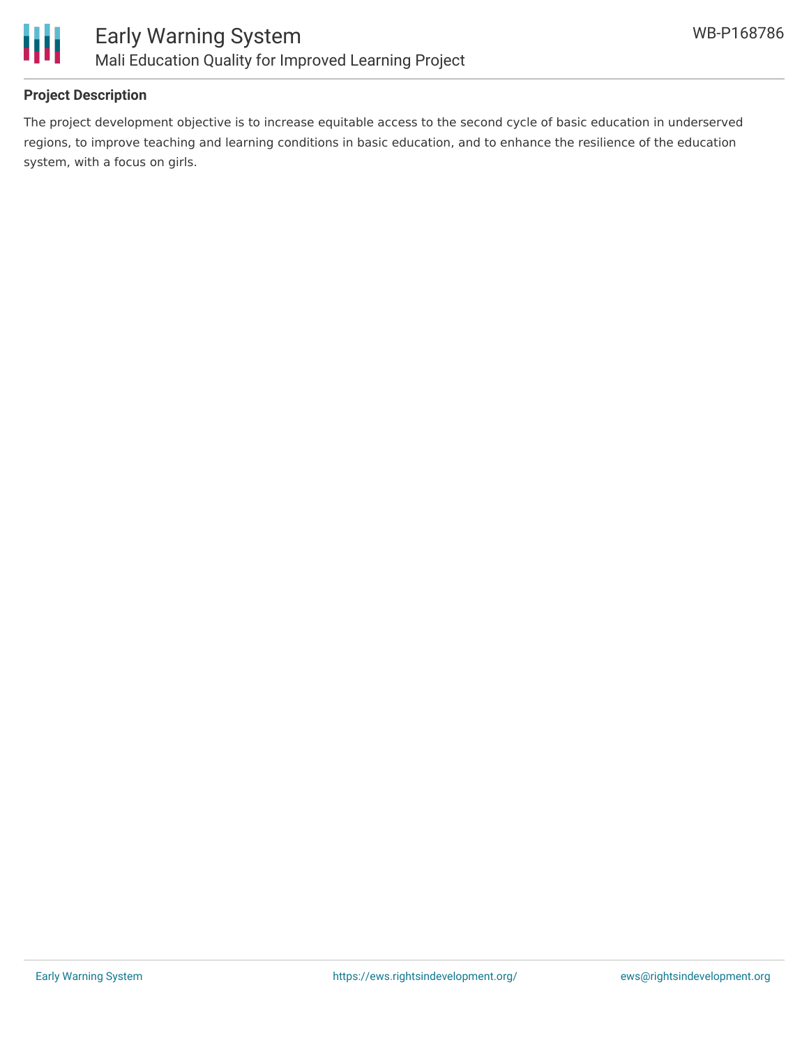## Project Description

The project development objective is to increase equitable access to the second cycle of basic education in underserved regions, to improve teaching and learning conditions in basic education, and to enhance the resilience of the education system, with a focus on girls.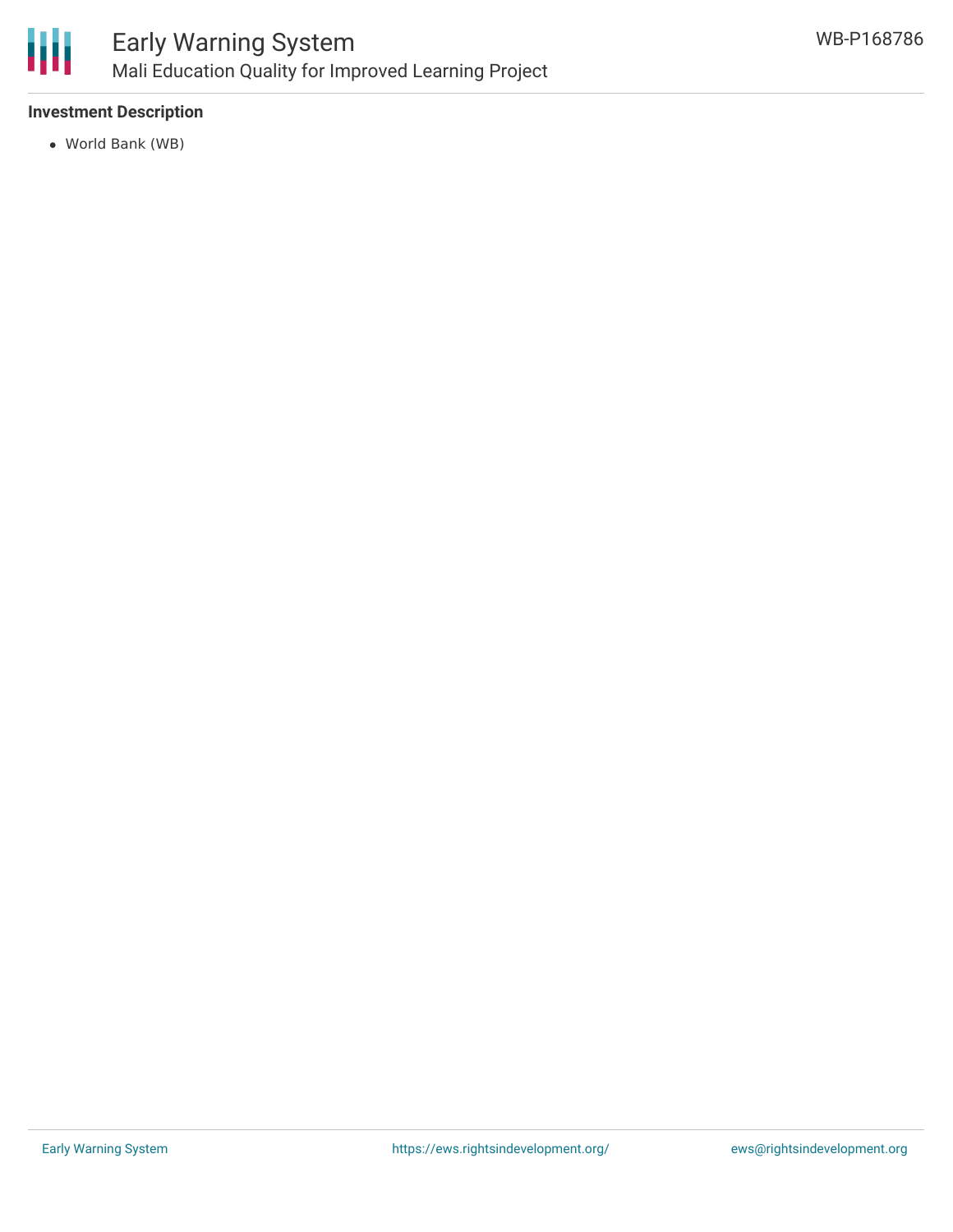## Investment Description

- World Bank (WB)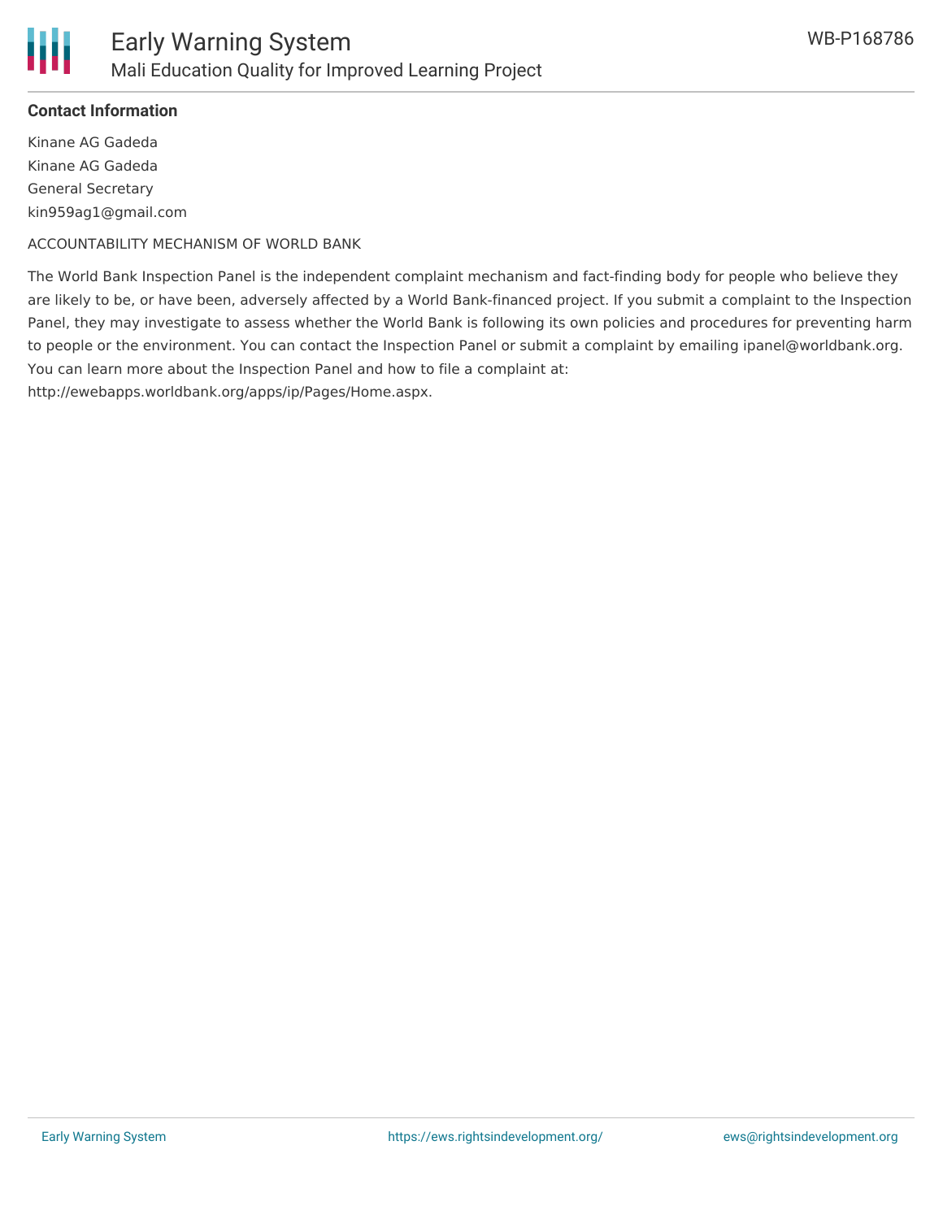**Contact Information**

Kinane AG Gadeda
Kinane AG Gadeda
General Secretary
kin959ag1@gmail.com

ACCOUNTABILITY MECHANISM OF WORLD BANK

The World Bank Inspection Panel is the independent complaint mechanism and fact-finding body for people who believe they are likely to be, or have been, adversely affected by a World Bank-financed project. If you submit a complaint to the Inspection Panel, they may investigate to assess whether the World Bank is following its own policies and procedures for preventing harm to people or the environment. You can contact the Inspection Panel or submit a complaint by emailing ipanel@worldbank.org. You can learn more about the Inspection Panel and how to file a complaint at: http://ewebapps.worldbank.org/apps/ip/Pages/Home.aspx.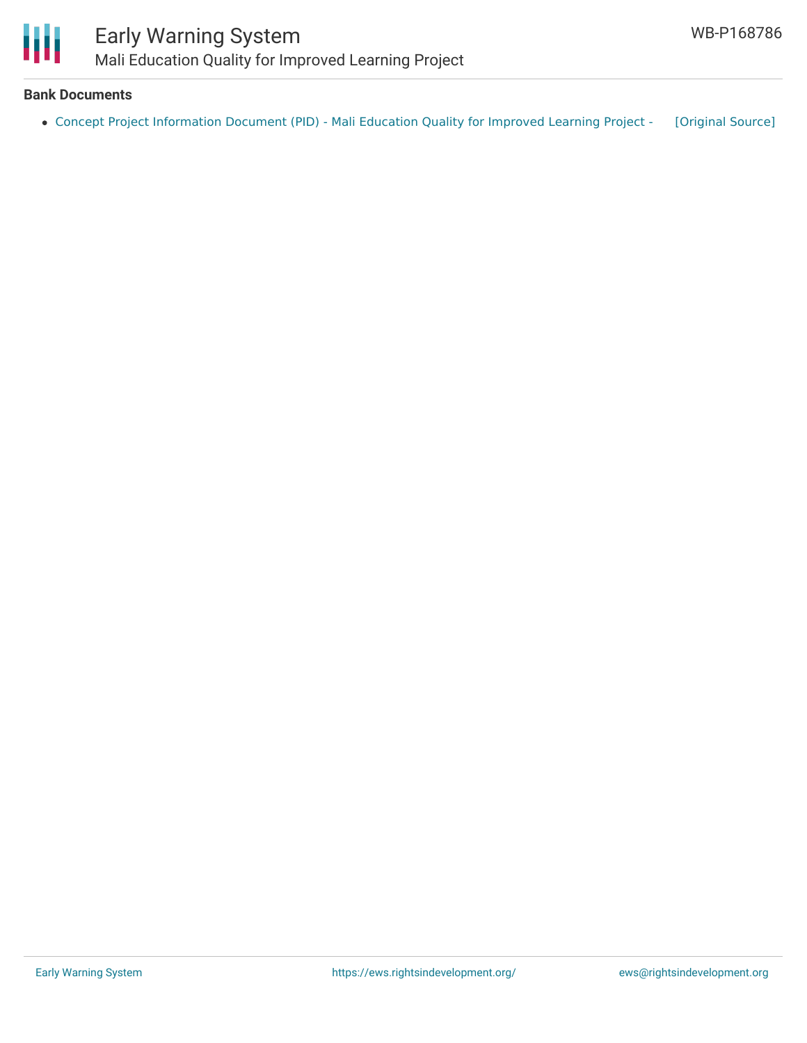**Bank Documents**

- Concept Project Information Document (PID) - Mali Education Quality for Improved Learning Project - [Original Source]